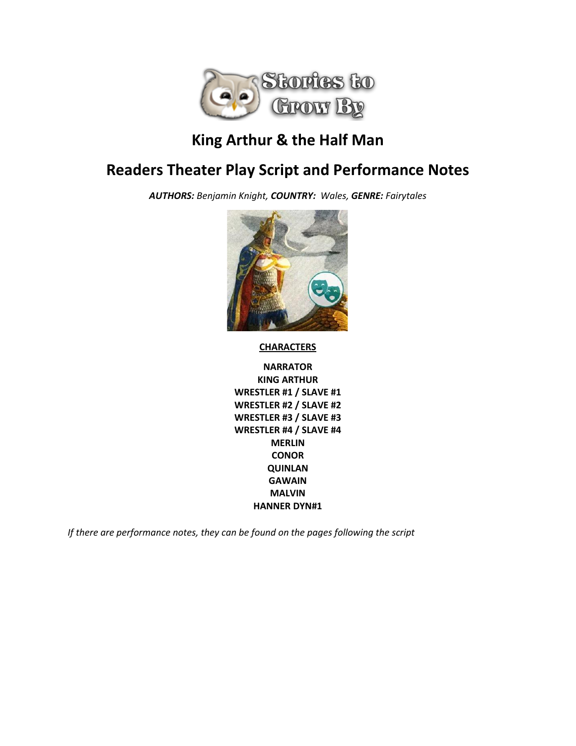# King Arthur & the Half Man

## Readers Theater Play Script and Performance Notes

***AUTHORS:*** *Benjamin Knight,* ***COUNTRY:*** *Wales,* ***GENRE:*** *Fairytales*

**CHARACTERS**

**NARRATOR**
**KING ARTHUR**
**WRESTLER #1 / SLAVE #1**
**WRESTLER #2 / SLAVE #2**
**WRESTLER #3 / SLAVE #3**
**WRESTLER #4 / SLAVE #4**
**MERLIN**
**CONOR**
**QUINLAN**
**GAWAIN**
**MALVIN**
**HANNER DYN#1**

*If there are performance notes, they can be found on the pages following the script*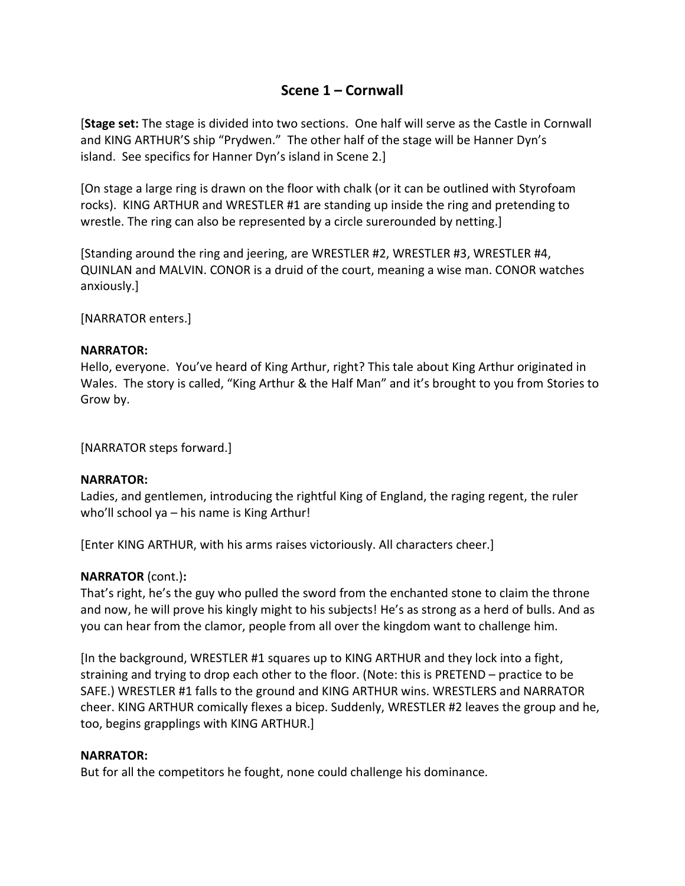## Scene 1 – Cornwall

[**Stage set:** The stage is divided into two sections. One half will serve as the Castle in Cornwall and KING ARTHUR'S ship "Prydwen." The other half of the stage will be Hanner Dyn's island. See specifics for Hanner Dyn's island in Scene 2.]

[On stage a large ring is drawn on the floor with chalk (or it can be outlined with Styrofoam rocks). KING ARTHUR and WRESTLER #1 are standing up inside the ring and pretending to wrestle. The ring can also be represented by a circle surerounded by netting.]

[Standing around the ring and jeering, are WRESTLER #2, WRESTLER #3, WRESTLER #4, QUINLAN and MALVIN. CONOR is a druid of the court, meaning a wise man. CONOR watches anxiously.]

[NARRATOR enters.]

**NARRATOR:**
Hello, everyone. You've heard of King Arthur, right? This tale about King Arthur originated in Wales. The story is called, "King Arthur & the Half Man" and it's brought to you from Stories to Grow by.

[NARRATOR steps forward.]

**NARRATOR:**
Ladies, and gentlemen, introducing the rightful King of England, the raging regent, the ruler who'll school ya – his name is King Arthur!

[Enter KING ARTHUR, with his arms raises victoriously. All characters cheer.]

**NARRATOR** (cont.)**:**
That's right, he's the guy who pulled the sword from the enchanted stone to claim the throne and now, he will prove his kingly might to his subjects! He's as strong as a herd of bulls. And as you can hear from the clamor, people from all over the kingdom want to challenge him.

[In the background, WRESTLER #1 squares up to KING ARTHUR and they lock into a fight, straining and trying to drop each other to the floor. (Note: this is PRETEND – practice to be SAFE.) WRESTLER #1 falls to the ground and KING ARTHUR wins. WRESTLERS and NARRATOR cheer. KING ARTHUR comically flexes a bicep. Suddenly, WRESTLER #2 leaves the group and he, too, begins grapplings with KING ARTHUR.]

**NARRATOR:**
But for all the competitors he fought, none could challenge his dominance.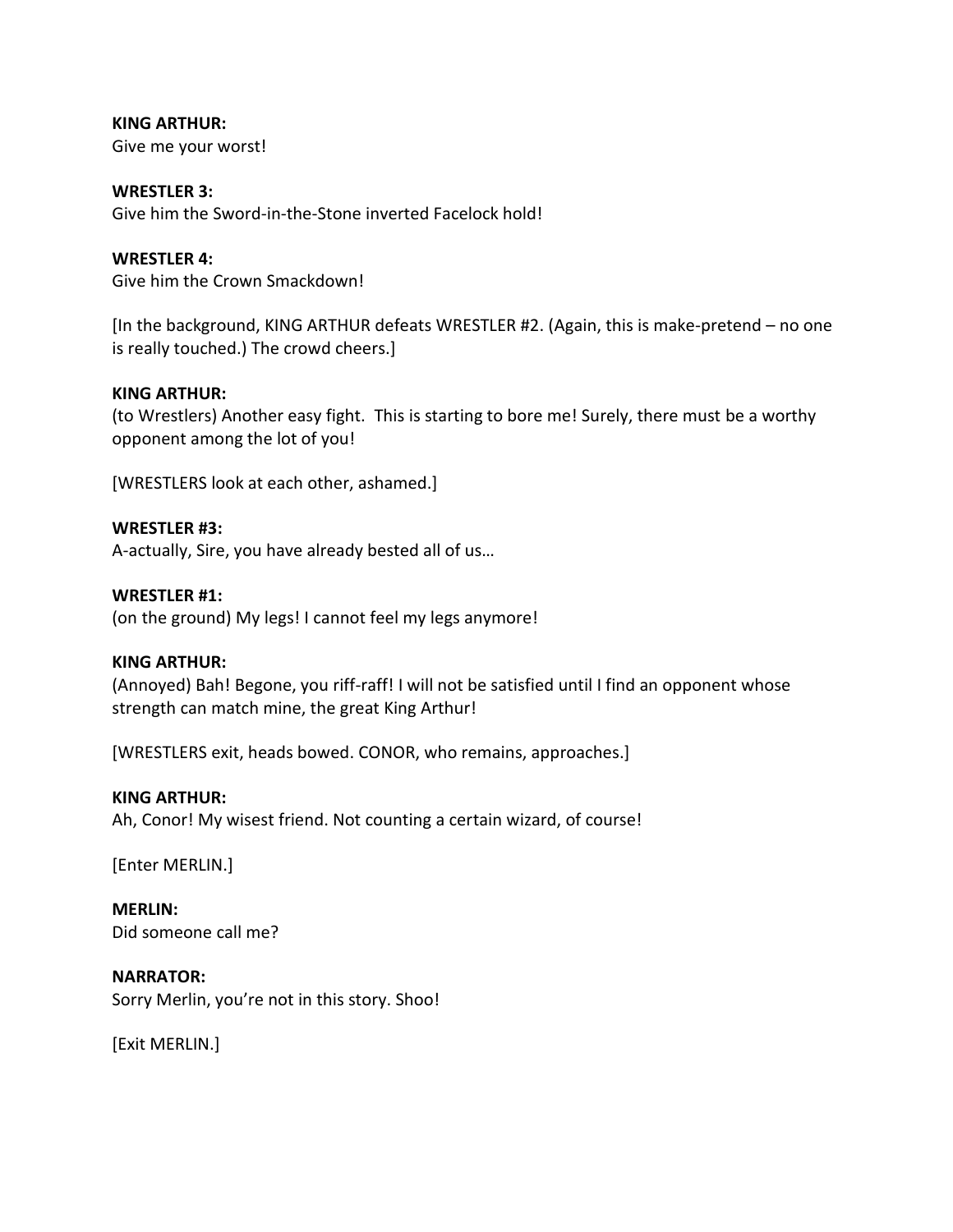**KING ARTHUR:**
Give me your worst!

**WRESTLER 3:**
Give him the Sword-in-the-Stone inverted Facelock hold!

**WRESTLER 4:**
Give him the Crown Smackdown!

[In the background, KING ARTHUR defeats WRESTLER #2. (Again, this is make-pretend – no one is really touched.) The crowd cheers.]

**KING ARTHUR:**
(to Wrestlers) Another easy fight. This is starting to bore me! Surely, there must be a worthy opponent among the lot of you!

[WRESTLERS look at each other, ashamed.]

**WRESTLER #3:**
A-actually, Sire, you have already bested all of us…

**WRESTLER #1:**
(on the ground) My legs! I cannot feel my legs anymore!

**KING ARTHUR:**
(Annoyed) Bah! Begone, you riff-raff! I will not be satisfied until I find an opponent whose strength can match mine, the great King Arthur!

[WRESTLERS exit, heads bowed. CONOR, who remains, approaches.]

**KING ARTHUR:**
Ah, Conor! My wisest friend. Not counting a certain wizard, of course!

[Enter MERLIN.]

**MERLIN:**
Did someone call me?

**NARRATOR:**
Sorry Merlin, you're not in this story. Shoo!

[Exit MERLIN.]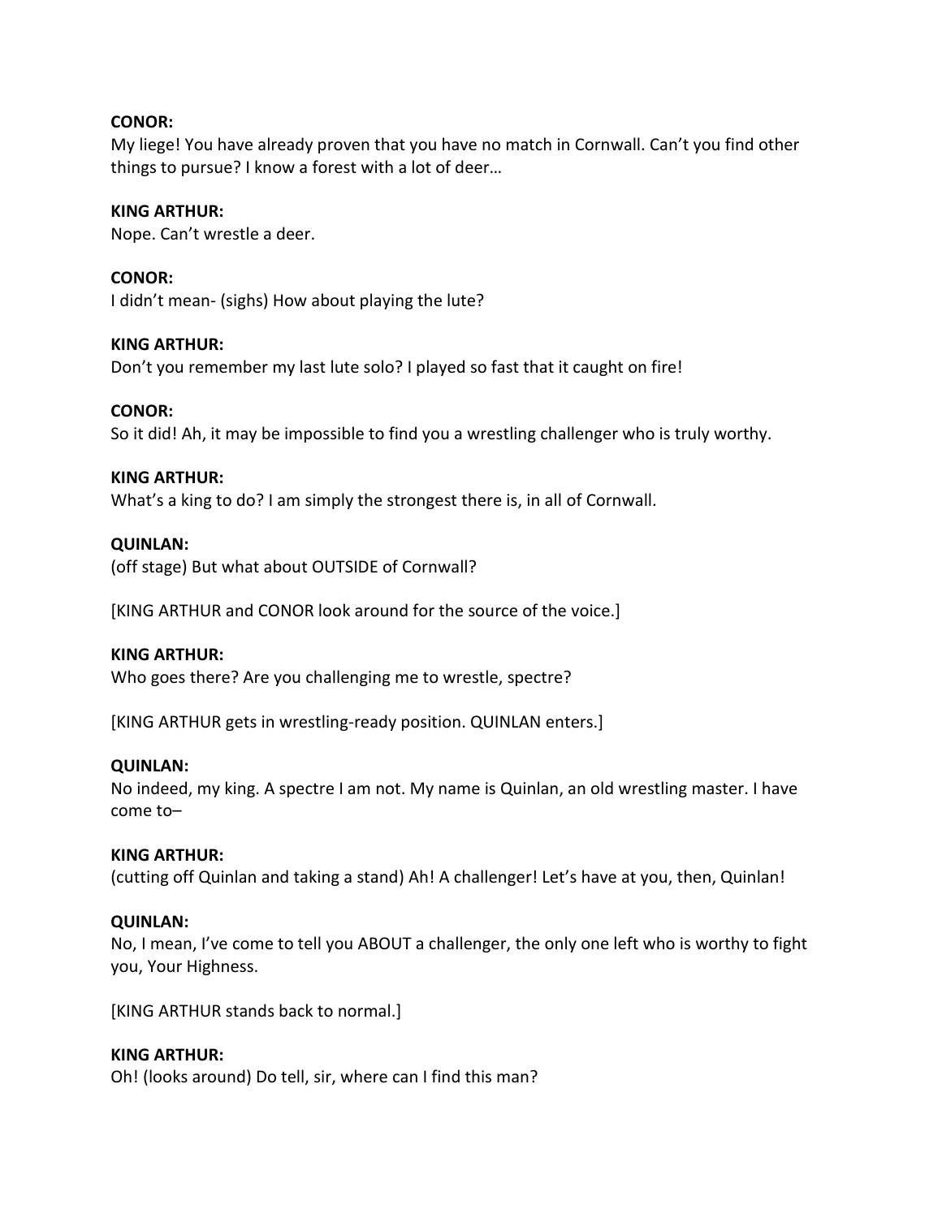**CONOR:**
My liege! You have already proven that you have no match in Cornwall. Can't you find other things to pursue? I know a forest with a lot of deer…

**KING ARTHUR:**
Nope. Can't wrestle a deer.

**CONOR:**
I didn't mean- (sighs) How about playing the lute?

**KING ARTHUR:**
Don't you remember my last lute solo? I played so fast that it caught on fire!

**CONOR:**
So it did! Ah, it may be impossible to find you a wrestling challenger who is truly worthy.

**KING ARTHUR:**
What's a king to do? I am simply the strongest there is, in all of Cornwall.

**QUINLAN:**
(off stage) But what about OUTSIDE of Cornwall?

[KING ARTHUR and CONOR look around for the source of the voice.]

**KING ARTHUR:**
Who goes there? Are you challenging me to wrestle, spectre?

[KING ARTHUR gets in wrestling-ready position. QUINLAN enters.]

**QUINLAN:**
No indeed, my king. A spectre I am not. My name is Quinlan, an old wrestling master. I have come to–

**KING ARTHUR:**
(cutting off Quinlan and taking a stand) Ah! A challenger! Let's have at you, then, Quinlan!

**QUINLAN:**
No, I mean, I've come to tell you ABOUT a challenger, the only one left who is worthy to fight you, Your Highness.

[KING ARTHUR stands back to normal.]

**KING ARTHUR:**
Oh! (looks around) Do tell, sir, where can I find this man?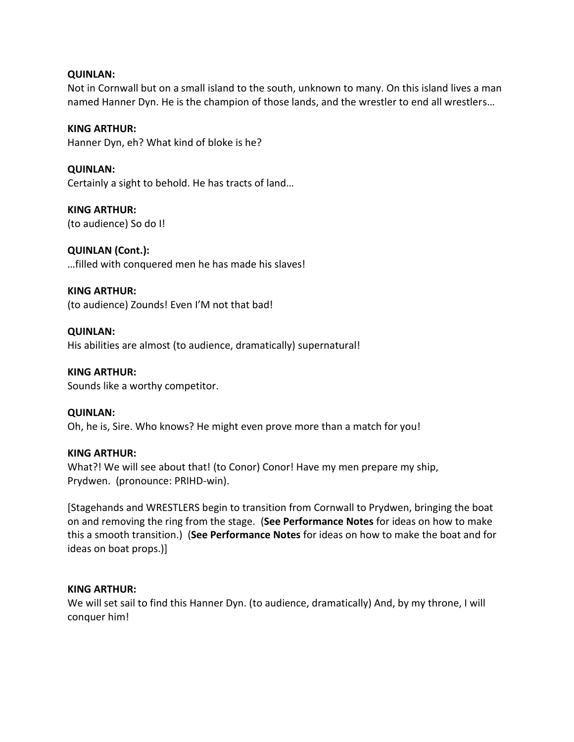**QUINLAN:**
Not in Cornwall but on a small island to the south, unknown to many. On this island lives a man named Hanner Dyn. He is the champion of those lands, and the wrestler to end all wrestlers…

**KING ARTHUR:**
Hanner Dyn, eh? What kind of bloke is he?

**QUINLAN:**
Certainly a sight to behold. He has tracts of land…

**KING ARTHUR:**
(to audience) So do I!

**QUINLAN (Cont.):**
…filled with conquered men he has made his slaves!

**KING ARTHUR:**
(to audience) Zounds! Even I'M not that bad!

**QUINLAN:**
His abilities are almost (to audience, dramatically) supernatural!

**KING ARTHUR:**
Sounds like a worthy competitor.

**QUINLAN:**
Oh, he is, Sire. Who knows? He might even prove more than a match for you!

**KING ARTHUR:**
What?! We will see about that! (to Conor) Conor! Have my men prepare my ship, Prydwen. (pronounce: PRIHD-win).

[Stagehands and WRESTLERS begin to transition from Cornwall to Prydwen, bringing the boat on and removing the ring from the stage. (**See Performance Notes** for ideas on how to make this a smooth transition.) (**See Performance Notes** for ideas on how to make the boat and for ideas on boat props.)]

**KING ARTHUR:**
We will set sail to find this Hanner Dyn. (to audience, dramatically) And, by my throne, I will conquer him!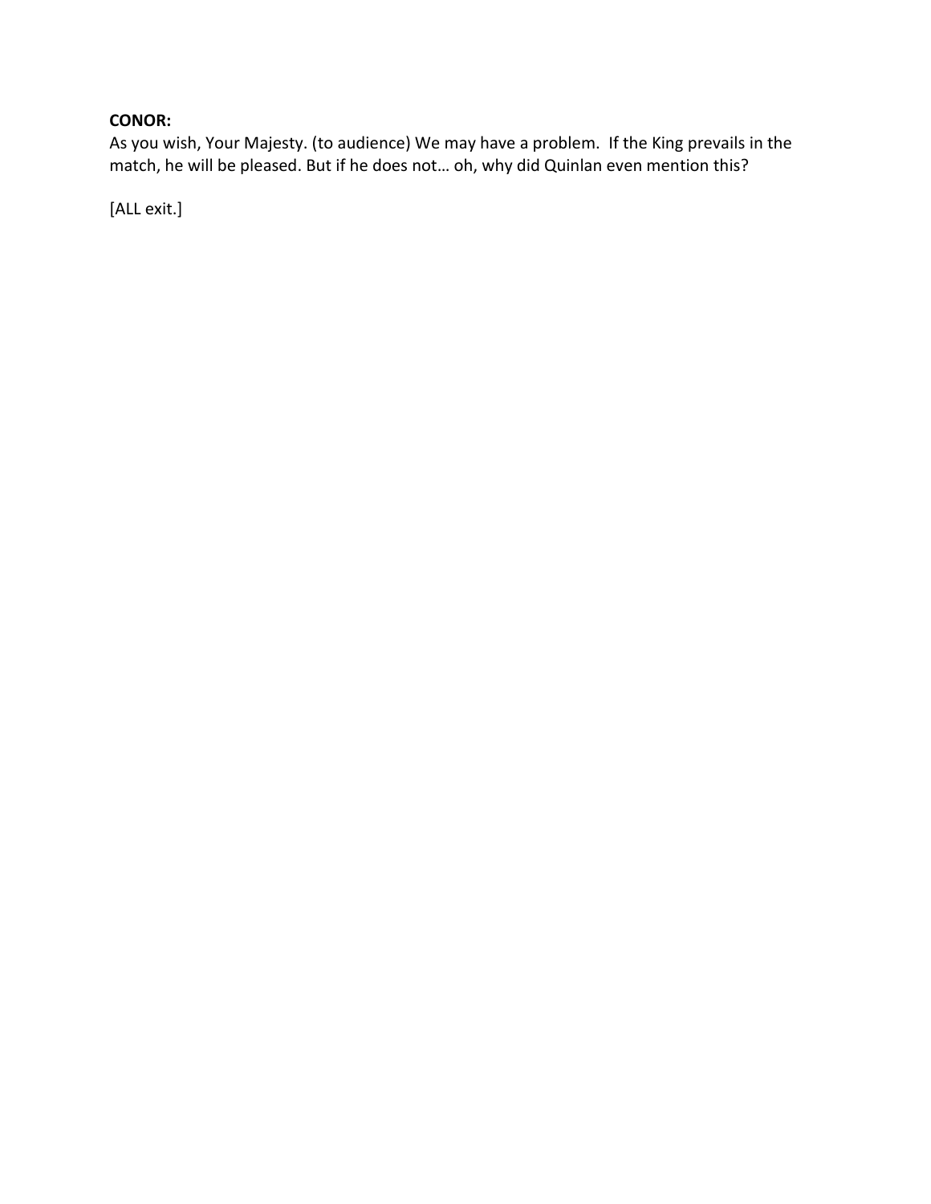**CONOR:**
As you wish, Your Majesty. (to audience) We may have a problem. If the King prevails in the match, he will be pleased. But if he does not… oh, why did Quinlan even mention this?

[ALL exit.]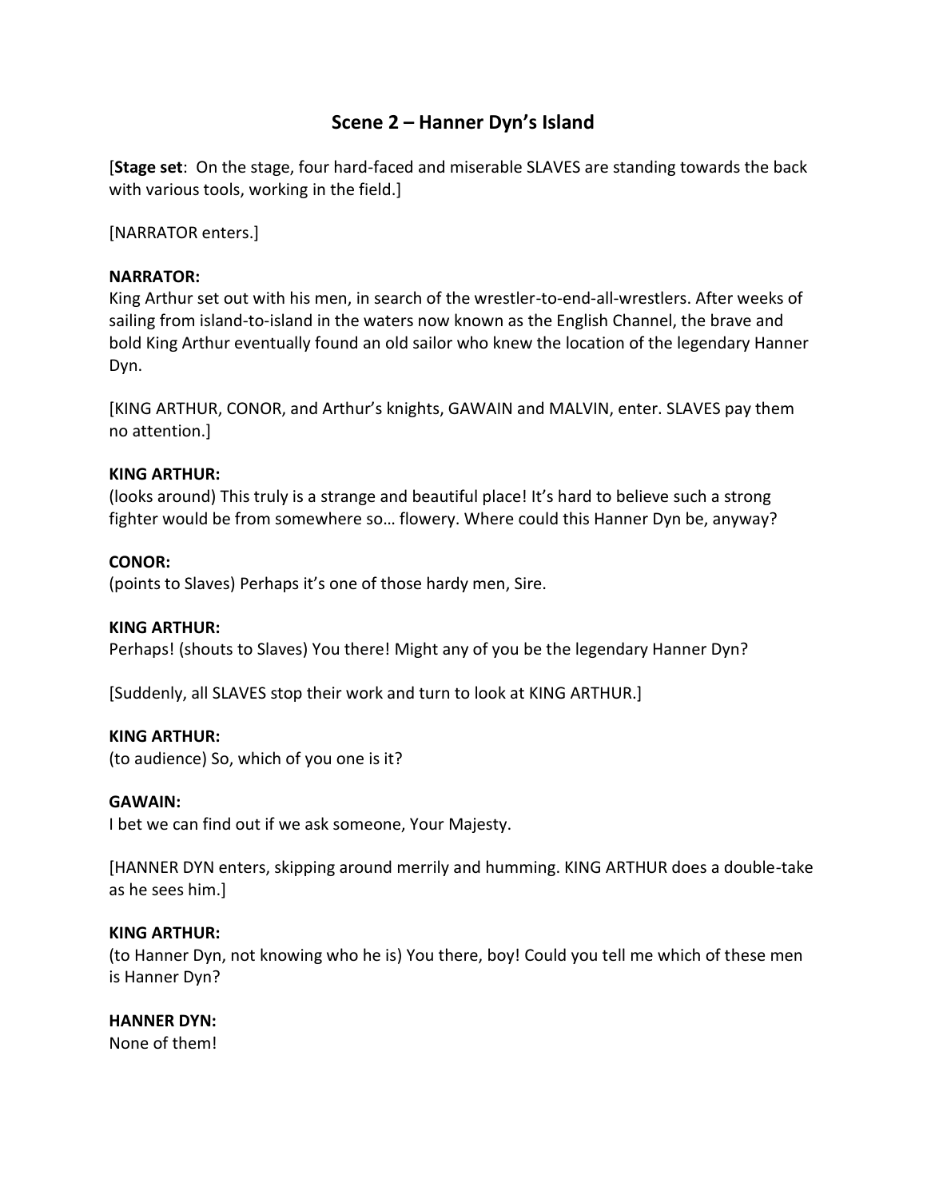## Scene 2 – Hanner Dyn's Island

[**Stage set**: On the stage, four hard-faced and miserable SLAVES are standing towards the back with various tools, working in the field.]

[NARRATOR enters.]

**NARRATOR:**
King Arthur set out with his men, in search of the wrestler-to-end-all-wrestlers. After weeks of sailing from island-to-island in the waters now known as the English Channel, the brave and bold King Arthur eventually found an old sailor who knew the location of the legendary Hanner Dyn.

[KING ARTHUR, CONOR, and Arthur's knights, GAWAIN and MALVIN, enter. SLAVES pay them no attention.]

**KING ARTHUR:**
(looks around) This truly is a strange and beautiful place! It's hard to believe such a strong fighter would be from somewhere so… flowery. Where could this Hanner Dyn be, anyway?

**CONOR:**
(points to Slaves) Perhaps it's one of those hardy men, Sire.

**KING ARTHUR:**
Perhaps! (shouts to Slaves) You there! Might any of you be the legendary Hanner Dyn?

[Suddenly, all SLAVES stop their work and turn to look at KING ARTHUR.]

**KING ARTHUR:**
(to audience) So, which of you one is it?

**GAWAIN:**
I bet we can find out if we ask someone, Your Majesty.

[HANNER DYN enters, skipping around merrily and humming. KING ARTHUR does a double-take as he sees him.]

**KING ARTHUR:**
(to Hanner Dyn, not knowing who he is) You there, boy! Could you tell me which of these men is Hanner Dyn?

**HANNER DYN:**
None of them!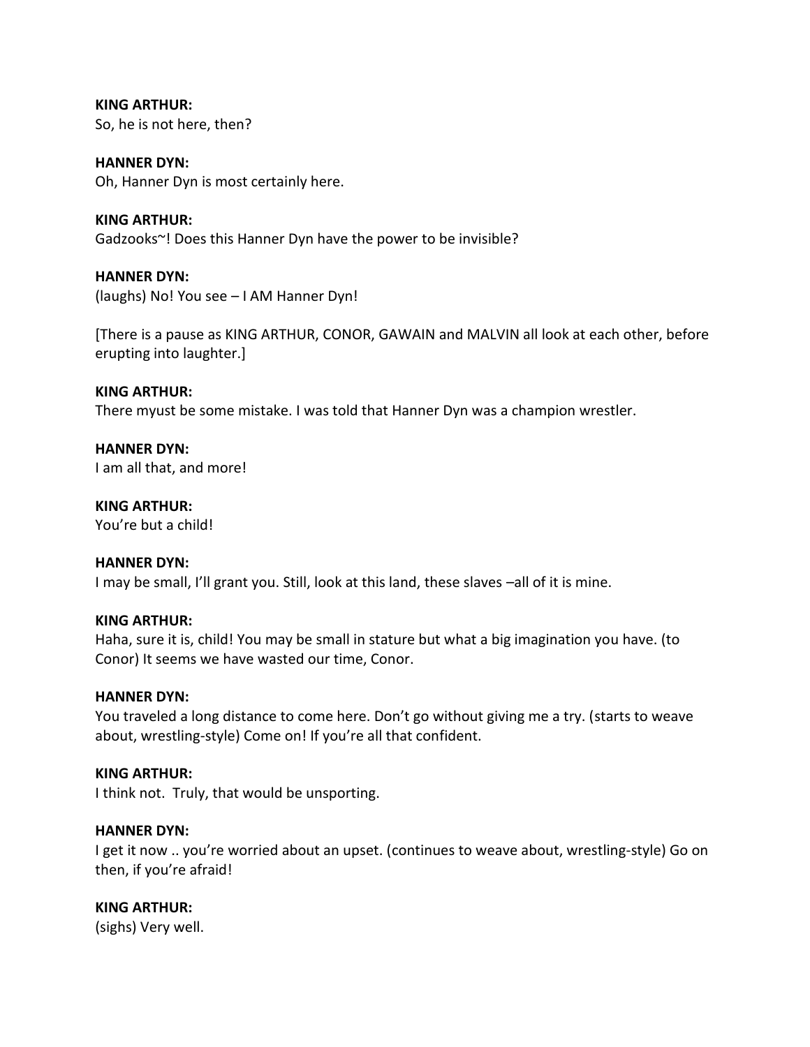**KING ARTHUR:**
So, he is not here, then?

**HANNER DYN:**
Oh, Hanner Dyn is most certainly here.

**KING ARTHUR:**
Gadzooks~! Does this Hanner Dyn have the power to be invisible?

**HANNER DYN:**
(laughs) No! You see – I AM Hanner Dyn!

[There is a pause as KING ARTHUR, CONOR, GAWAIN and MALVIN all look at each other, before erupting into laughter.]

**KING ARTHUR:**
There myust be some mistake. I was told that Hanner Dyn was a champion wrestler.

**HANNER DYN:**
I am all that, and more!

**KING ARTHUR:**
You're but a child!

**HANNER DYN:**
I may be small, I'll grant you. Still, look at this land, these slaves –all of it is mine.

**KING ARTHUR:**
Haha, sure it is, child! You may be small in stature but what a big imagination you have. (to Conor) It seems we have wasted our time, Conor.

**HANNER DYN:**
You traveled a long distance to come here. Don't go without giving me a try. (starts to weave about, wrestling-style) Come on! If you're all that confident.

**KING ARTHUR:**
I think not. Truly, that would be unsporting.

**HANNER DYN:**
I get it now .. you're worried about an upset. (continues to weave about, wrestling-style) Go on then, if you're afraid!

**KING ARTHUR:**
(sighs) Very well.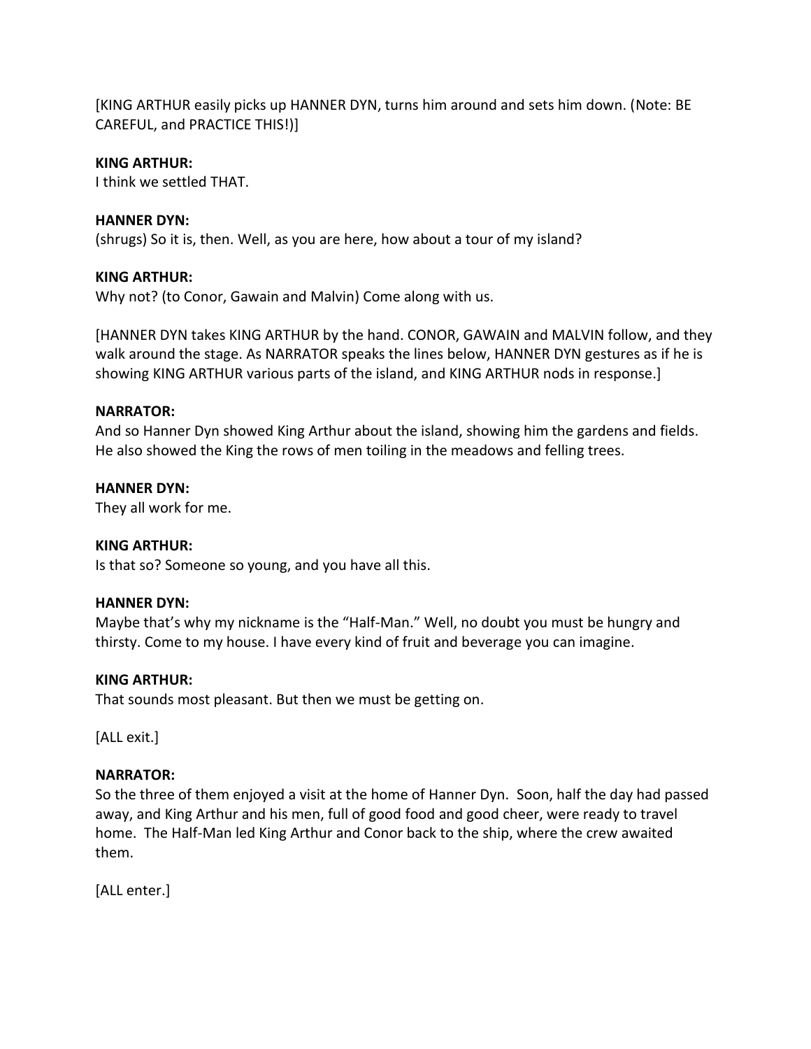[KING ARTHUR easily picks up HANNER DYN, turns him around and sets him down. (Note: BE CAREFUL, and PRACTICE THIS!)]

**KING ARTHUR:**
I think we settled THAT.

**HANNER DYN:**
(shrugs) So it is, then. Well, as you are here, how about a tour of my island?

**KING ARTHUR:**
Why not? (to Conor, Gawain and Malvin) Come along with us.

[HANNER DYN takes KING ARTHUR by the hand. CONOR, GAWAIN and MALVIN follow, and they walk around the stage. As NARRATOR speaks the lines below, HANNER DYN gestures as if he is showing KING ARTHUR various parts of the island, and KING ARTHUR nods in response.]

**NARRATOR:**
And so Hanner Dyn showed King Arthur about the island, showing him the gardens and fields. He also showed the King the rows of men toiling in the meadows and felling trees.

**HANNER DYN:**
They all work for me.

**KING ARTHUR:**
Is that so? Someone so young, and you have all this.

**HANNER DYN:**
Maybe that's why my nickname is the "Half-Man." Well, no doubt you must be hungry and thirsty. Come to my house. I have every kind of fruit and beverage you can imagine.

**KING ARTHUR:**
That sounds most pleasant. But then we must be getting on.

[ALL exit.]

**NARRATOR:**
So the three of them enjoyed a visit at the home of Hanner Dyn. Soon, half the day had passed away, and King Arthur and his men, full of good food and good cheer, were ready to travel home. The Half-Man led King Arthur and Conor back to the ship, where the crew awaited them.

[ALL enter.]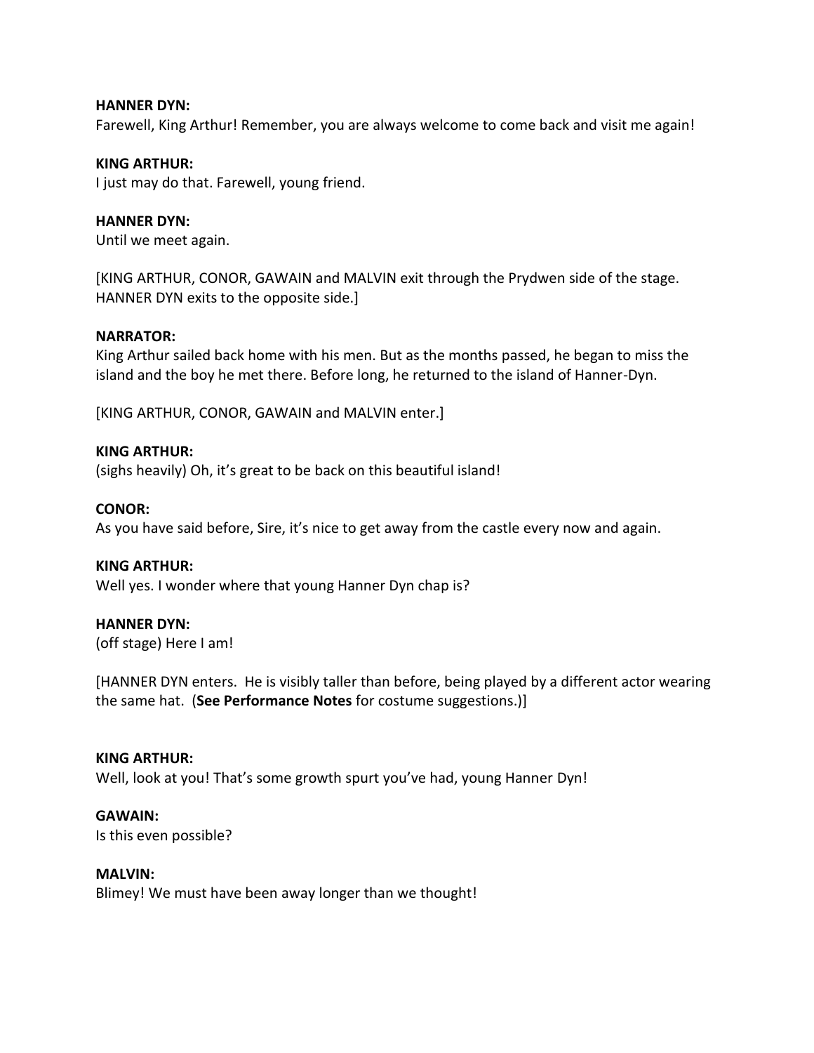**HANNER DYN:**
Farewell, King Arthur! Remember, you are always welcome to come back and visit me again!

**KING ARTHUR:**
I just may do that. Farewell, young friend.

**HANNER DYN:**
Until we meet again.

[KING ARTHUR, CONOR, GAWAIN and MALVIN exit through the Prydwen side of the stage. HANNER DYN exits to the opposite side.]

**NARRATOR:**
King Arthur sailed back home with his men. But as the months passed, he began to miss the island and the boy he met there. Before long, he returned to the island of Hanner-Dyn.

[KING ARTHUR, CONOR, GAWAIN and MALVIN enter.]

**KING ARTHUR:**
(sighs heavily) Oh, it's great to be back on this beautiful island!

**CONOR:**
As you have said before, Sire, it's nice to get away from the castle every now and again.

**KING ARTHUR:**
Well yes. I wonder where that young Hanner Dyn chap is?

**HANNER DYN:**
(off stage) Here I am!

[HANNER DYN enters. He is visibly taller than before, being played by a different actor wearing the same hat. (**See Performance Notes** for costume suggestions.)]

**KING ARTHUR:**
Well, look at you! That's some growth spurt you've had, young Hanner Dyn!

**GAWAIN:**
Is this even possible?

**MALVIN:**
Blimey! We must have been away longer than we thought!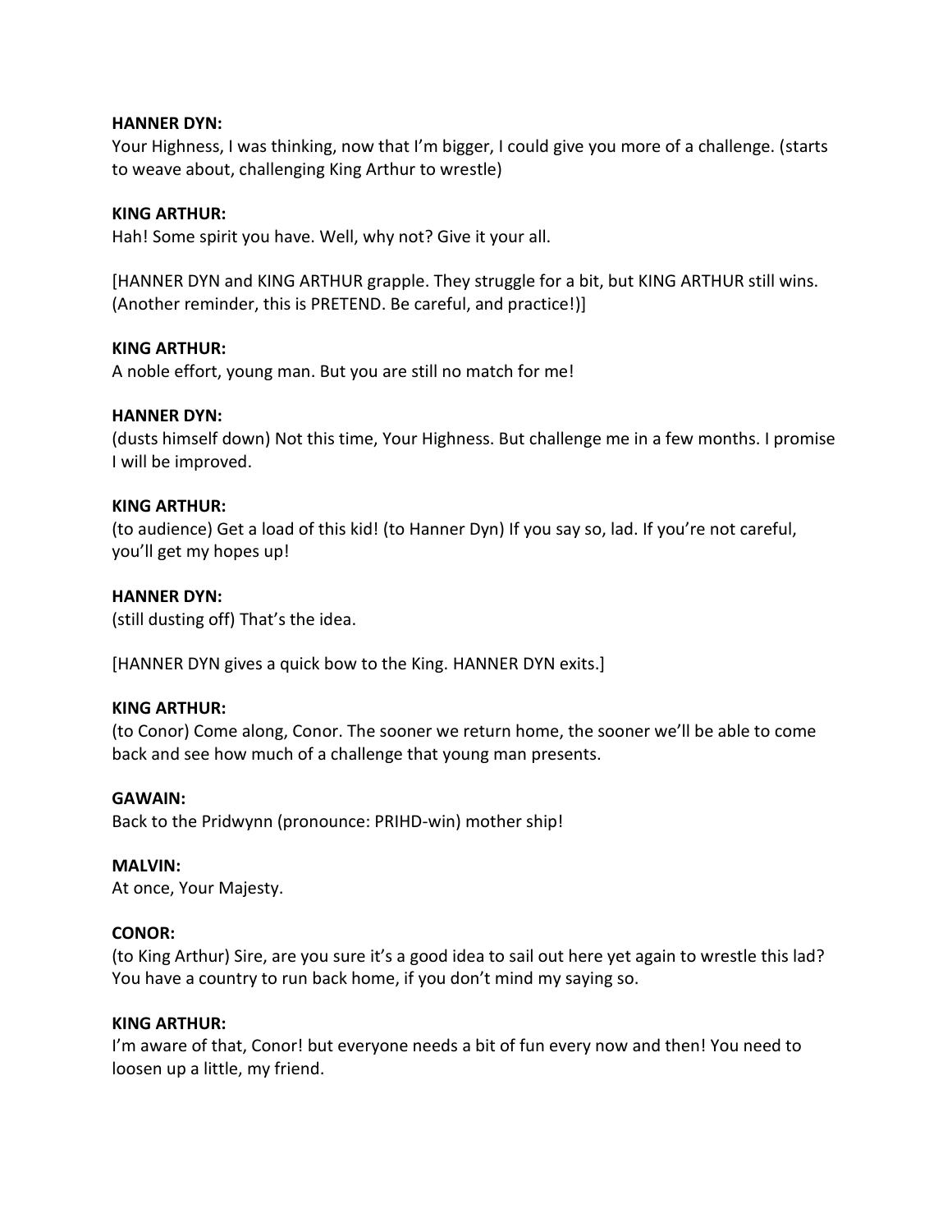**HANNER DYN:**
Your Highness, I was thinking, now that I'm bigger, I could give you more of a challenge. (starts to weave about, challenging King Arthur to wrestle)

**KING ARTHUR:**
Hah! Some spirit you have. Well, why not? Give it your all.

[HANNER DYN and KING ARTHUR grapple. They struggle for a bit, but KING ARTHUR still wins. (Another reminder, this is PRETEND. Be careful, and practice!)]

**KING ARTHUR:**
A noble effort, young man. But you are still no match for me!

**HANNER DYN:**
(dusts himself down) Not this time, Your Highness. But challenge me in a few months. I promise I will be improved.

**KING ARTHUR:**
(to audience) Get a load of this kid! (to Hanner Dyn) If you say so, lad. If you're not careful, you'll get my hopes up!

**HANNER DYN:**
(still dusting off) That's the idea.

[HANNER DYN gives a quick bow to the King. HANNER DYN exits.]

**KING ARTHUR:**
(to Conor) Come along, Conor. The sooner we return home, the sooner we'll be able to come back and see how much of a challenge that young man presents.

**GAWAIN:**
Back to the Pridwynn (pronounce: PRIHD-win) mother ship!

**MALVIN:**
At once, Your Majesty.

**CONOR:**
(to King Arthur) Sire, are you sure it's a good idea to sail out here yet again to wrestle this lad? You have a country to run back home, if you don't mind my saying so.

**KING ARTHUR:**
I'm aware of that, Conor! but everyone needs a bit of fun every now and then! You need to loosen up a little, my friend.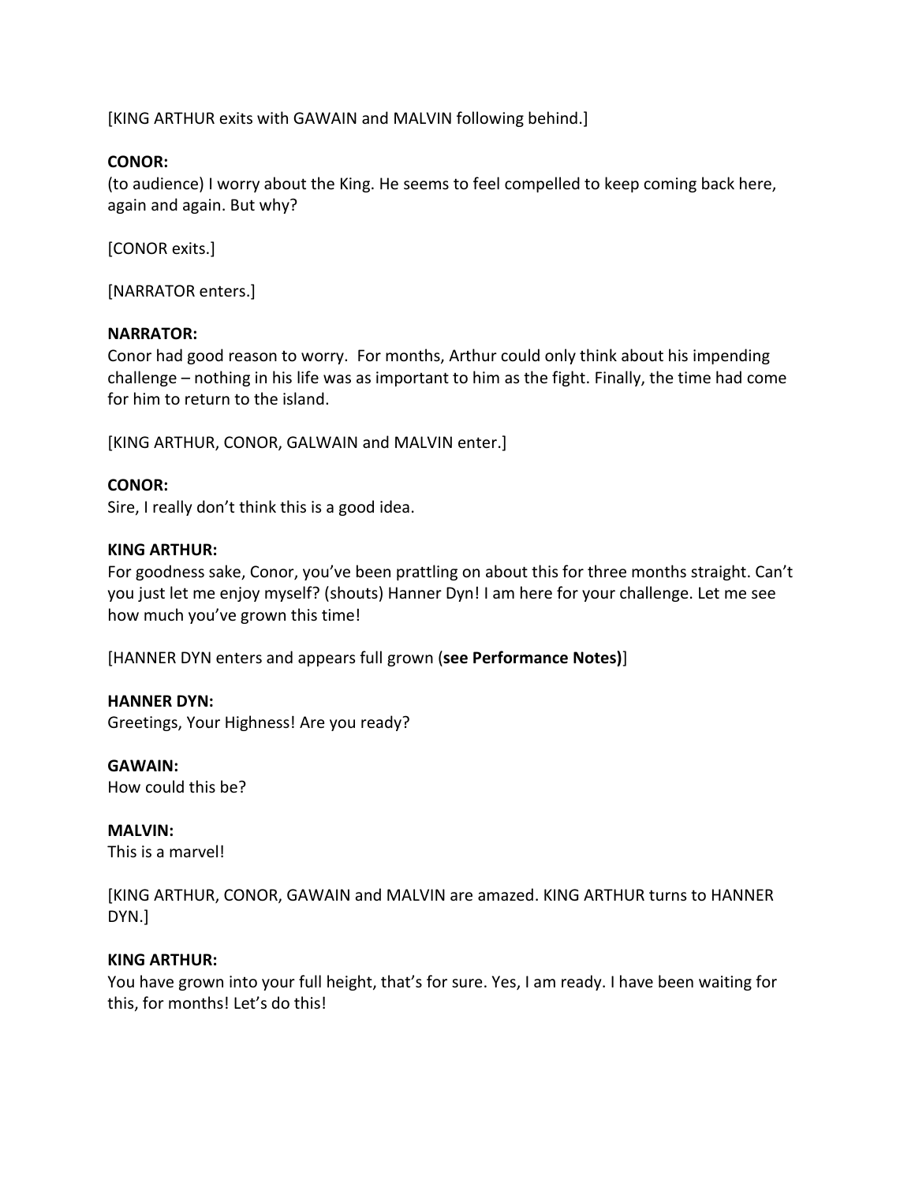[KING ARTHUR exits with GAWAIN and MALVIN following behind.]

**CONOR:**
(to audience) I worry about the King. He seems to feel compelled to keep coming back here, again and again. But why?

[CONOR exits.]

[NARRATOR enters.]

**NARRATOR:**
Conor had good reason to worry. For months, Arthur could only think about his impending challenge – nothing in his life was as important to him as the fight. Finally, the time had come for him to return to the island.

[KING ARTHUR, CONOR, GALWAIN and MALVIN enter.]

**CONOR:**
Sire, I really don't think this is a good idea.

**KING ARTHUR:**
For goodness sake, Conor, you've been prattling on about this for three months straight. Can't you just let me enjoy myself? (shouts) Hanner Dyn! I am here for your challenge. Let me see how much you've grown this time!

[HANNER DYN enters and appears full grown (**see Performance Notes)**]

**HANNER DYN:**
Greetings, Your Highness! Are you ready?

**GAWAIN:**
How could this be?

**MALVIN:**
This is a marvel!

[KING ARTHUR, CONOR, GAWAIN and MALVIN are amazed. KING ARTHUR turns to HANNER DYN.]

**KING ARTHUR:**
You have grown into your full height, that's for sure. Yes, I am ready. I have been waiting for this, for months! Let's do this!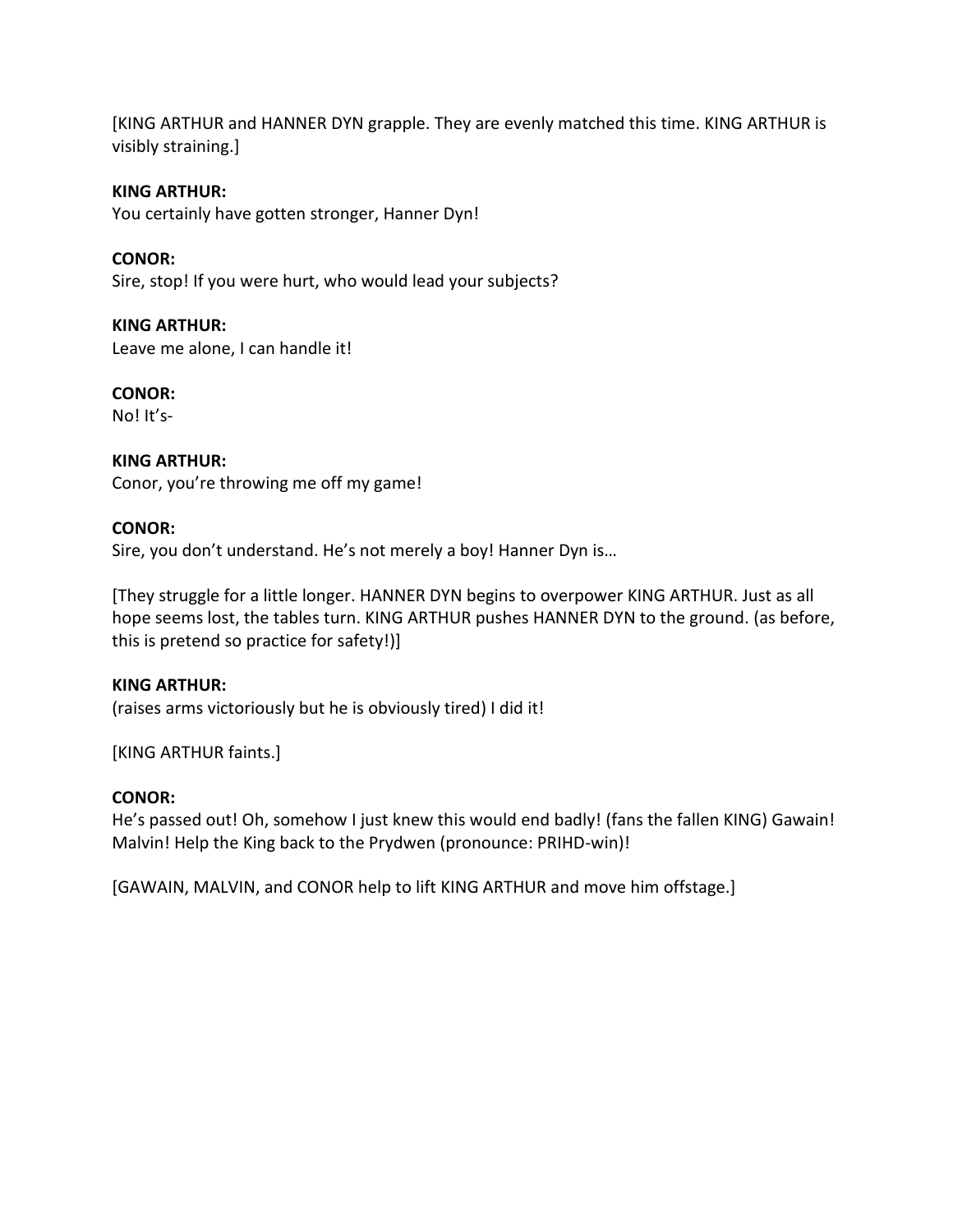[KING ARTHUR and HANNER DYN grapple. They are evenly matched this time. KING ARTHUR is visibly straining.]

**KING ARTHUR:**
You certainly have gotten stronger, Hanner Dyn!

**CONOR:**
Sire, stop! If you were hurt, who would lead your subjects?

**KING ARTHUR:**
Leave me alone, I can handle it!

**CONOR:**
No! It's-

**KING ARTHUR:**
Conor, you're throwing me off my game!

**CONOR:**
Sire, you don't understand. He's not merely a boy! Hanner Dyn is…

[They struggle for a little longer. HANNER DYN begins to overpower KING ARTHUR. Just as all hope seems lost, the tables turn. KING ARTHUR pushes HANNER DYN to the ground. (as before, this is pretend so practice for safety!)]

**KING ARTHUR:**
(raises arms victoriously but he is obviously tired) I did it!

[KING ARTHUR faints.]

**CONOR:**
He's passed out! Oh, somehow I just knew this would end badly! (fans the fallen KING) Gawain! Malvin! Help the King back to the Prydwen (pronounce: PRIHD-win)!

[GAWAIN, MALVIN, and CONOR help to lift KING ARTHUR and move him offstage.]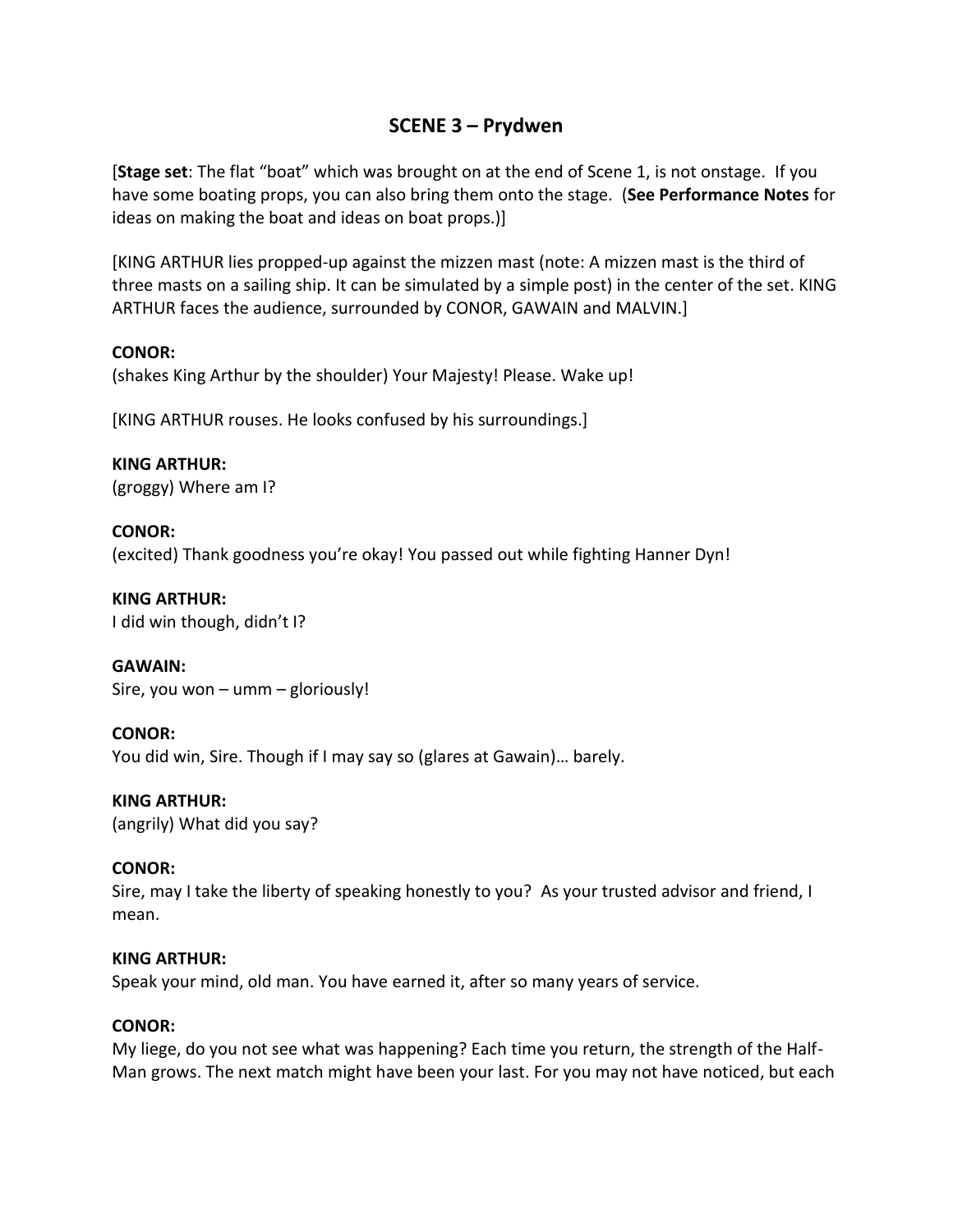## SCENE 3 – Prydwen

[**Stage set**: The flat "boat" which was brought on at the end of Scene 1, is not onstage. If you have some boating props, you can also bring them onto the stage. (**See Performance Notes** for ideas on making the boat and ideas on boat props.)]

[KING ARTHUR lies propped-up against the mizzen mast (note: A mizzen mast is the third of three masts on a sailing ship. It can be simulated by a simple post) in the center of the set. KING ARTHUR faces the audience, surrounded by CONOR, GAWAIN and MALVIN.]

**CONOR:**
(shakes King Arthur by the shoulder) Your Majesty! Please. Wake up!

[KING ARTHUR rouses. He looks confused by his surroundings.]

**KING ARTHUR:**
(groggy) Where am I?

**CONOR:**
(excited) Thank goodness you're okay! You passed out while fighting Hanner Dyn!

**KING ARTHUR:**
I did win though, didn't I?

**GAWAIN:**
Sire, you won – umm – gloriously!

**CONOR:**
You did win, Sire. Though if I may say so (glares at Gawain)… barely.

**KING ARTHUR:**
(angrily) What did you say?

**CONOR:**
Sire, may I take the liberty of speaking honestly to you? As your trusted advisor and friend, I mean.

**KING ARTHUR:**
Speak your mind, old man. You have earned it, after so many years of service.

**CONOR:**
My liege, do you not see what was happening? Each time you return, the strength of the Half-Man grows. The next match might have been your last. For you may not have noticed, but each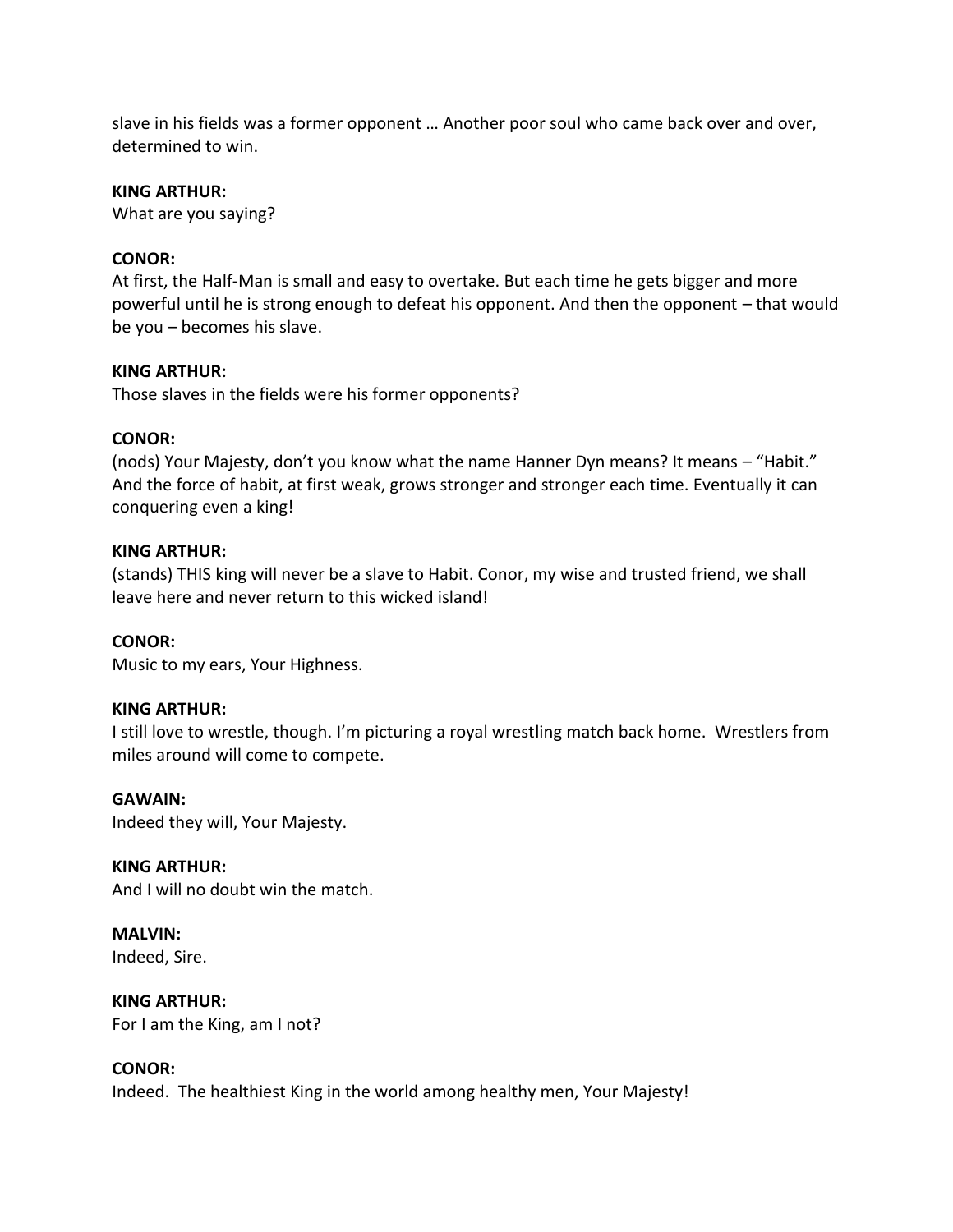slave in his fields was a former opponent … Another poor soul who came back over and over, determined to win.

**KING ARTHUR:**
What are you saying?

**CONOR:**
At first, the Half-Man is small and easy to overtake. But each time he gets bigger and more powerful until he is strong enough to defeat his opponent. And then the opponent – that would be you – becomes his slave.

**KING ARTHUR:**
Those slaves in the fields were his former opponents?

**CONOR:**
(nods) Your Majesty, don't you know what the name Hanner Dyn means? It means – "Habit." And the force of habit, at first weak, grows stronger and stronger each time. Eventually it can conquering even a king!

**KING ARTHUR:**
(stands) THIS king will never be a slave to Habit. Conor, my wise and trusted friend, we shall leave here and never return to this wicked island!

**CONOR:**
Music to my ears, Your Highness.

**KING ARTHUR:**
I still love to wrestle, though. I'm picturing a royal wrestling match back home. Wrestlers from miles around will come to compete.

**GAWAIN:**
Indeed they will, Your Majesty.

**KING ARTHUR:**
And I will no doubt win the match.

**MALVIN:**
Indeed, Sire.

**KING ARTHUR:**
For I am the King, am I not?

**CONOR:**
Indeed. The healthiest King in the world among healthy men, Your Majesty!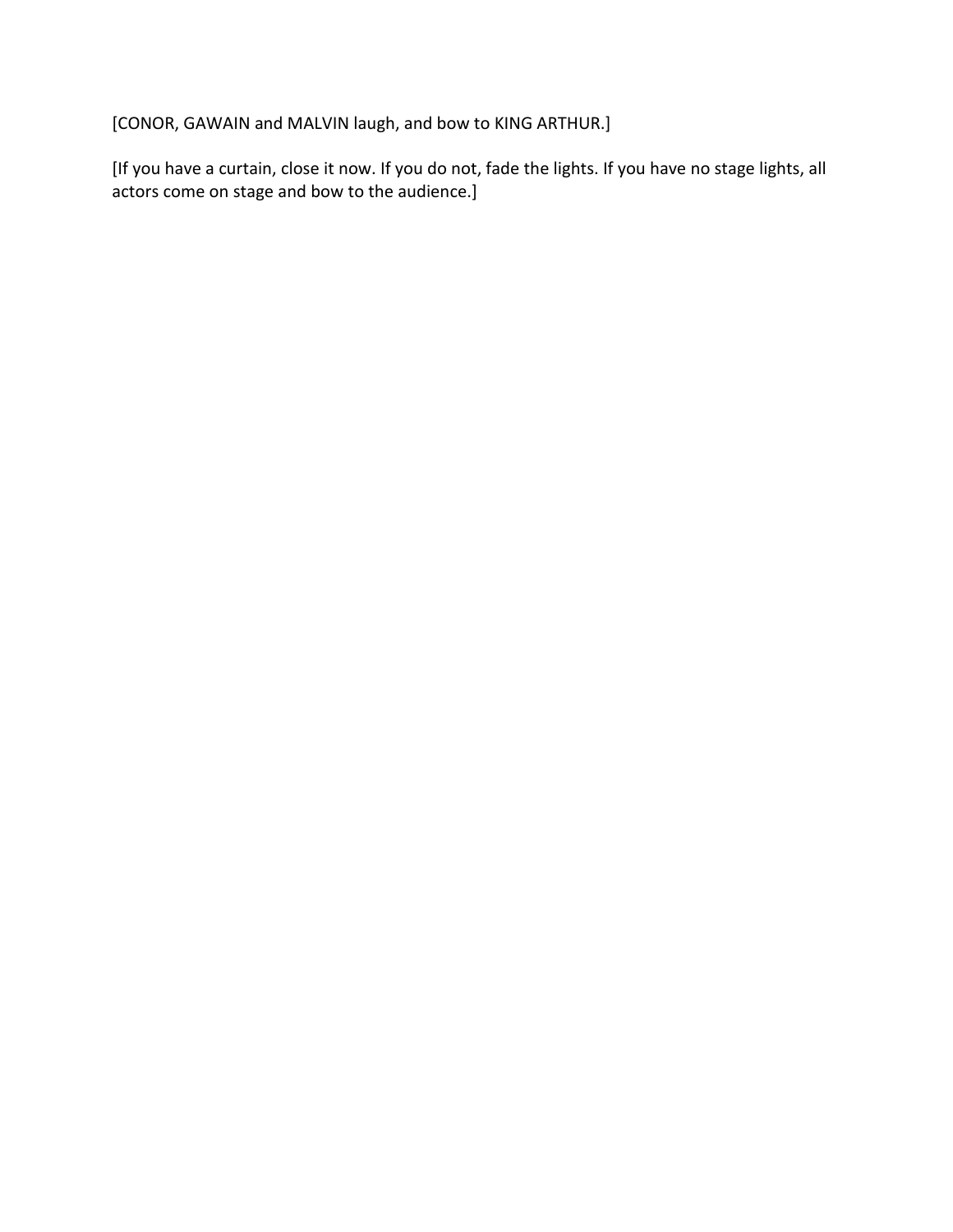[CONOR, GAWAIN and MALVIN laugh, and bow to KING ARTHUR.]

[If you have a curtain, close it now. If you do not, fade the lights. If you have no stage lights, all actors come on stage and bow to the audience.]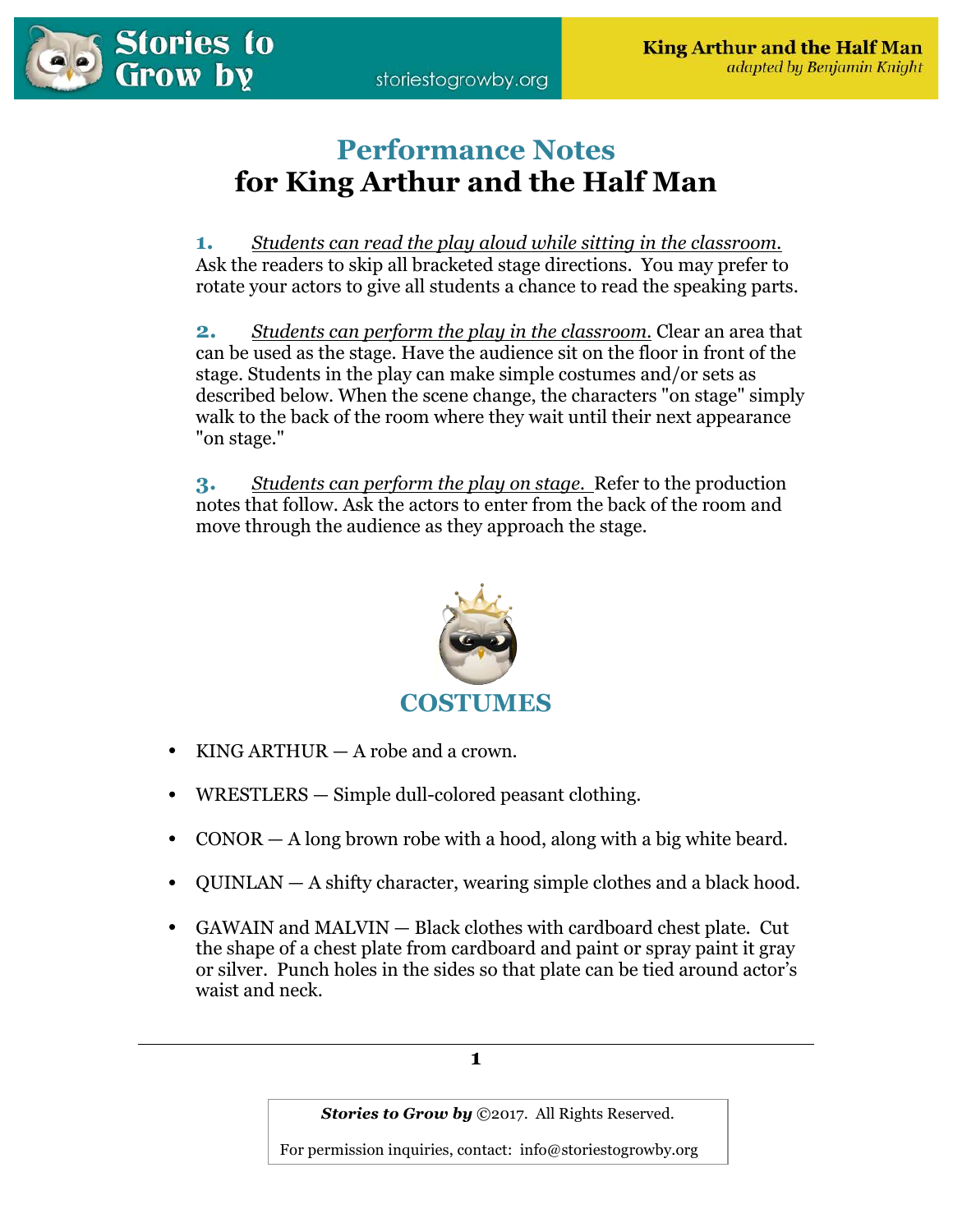# Performance Notes
## for King Arthur and the Half Man

**1.** *Students can read the play aloud while sitting in the classroom.* Ask the readers to skip all bracketed stage directions. You may prefer to rotate your actors to give all students a chance to read the speaking parts.

**2.** *Students can perform the play in the classroom.* Clear an area that can be used as the stage. Have the audience sit on the floor in front of the stage. Students in the play can make simple costumes and/or sets as described below. When the scene change, the characters "on stage" simply walk to the back of the room where they wait until their next appearance "on stage."

**3.** *Students can perform the play on stage.* Refer to the production notes that follow. Ask the actors to enter from the back of the room and move through the audience as they approach the stage.

## COSTUMES

- KING ARTHUR — A robe and a crown.
- WRESTLERS — Simple dull-colored peasant clothing.
- CONOR — A long brown robe with a hood, along with a big white beard.
- QUINLAN — A shifty character, wearing simple clothes and a black hood.
- GAWAIN and MALVIN — Black clothes with cardboard chest plate. Cut the shape of a chest plate from cardboard and paint or spray paint it gray or silver. Punch holes in the sides so that plate can be tied around actor's waist and neck.

*Stories to Grow by* ©2017. All Rights Reserved.

For permission inquiries, contact: info@storiestogrowby.org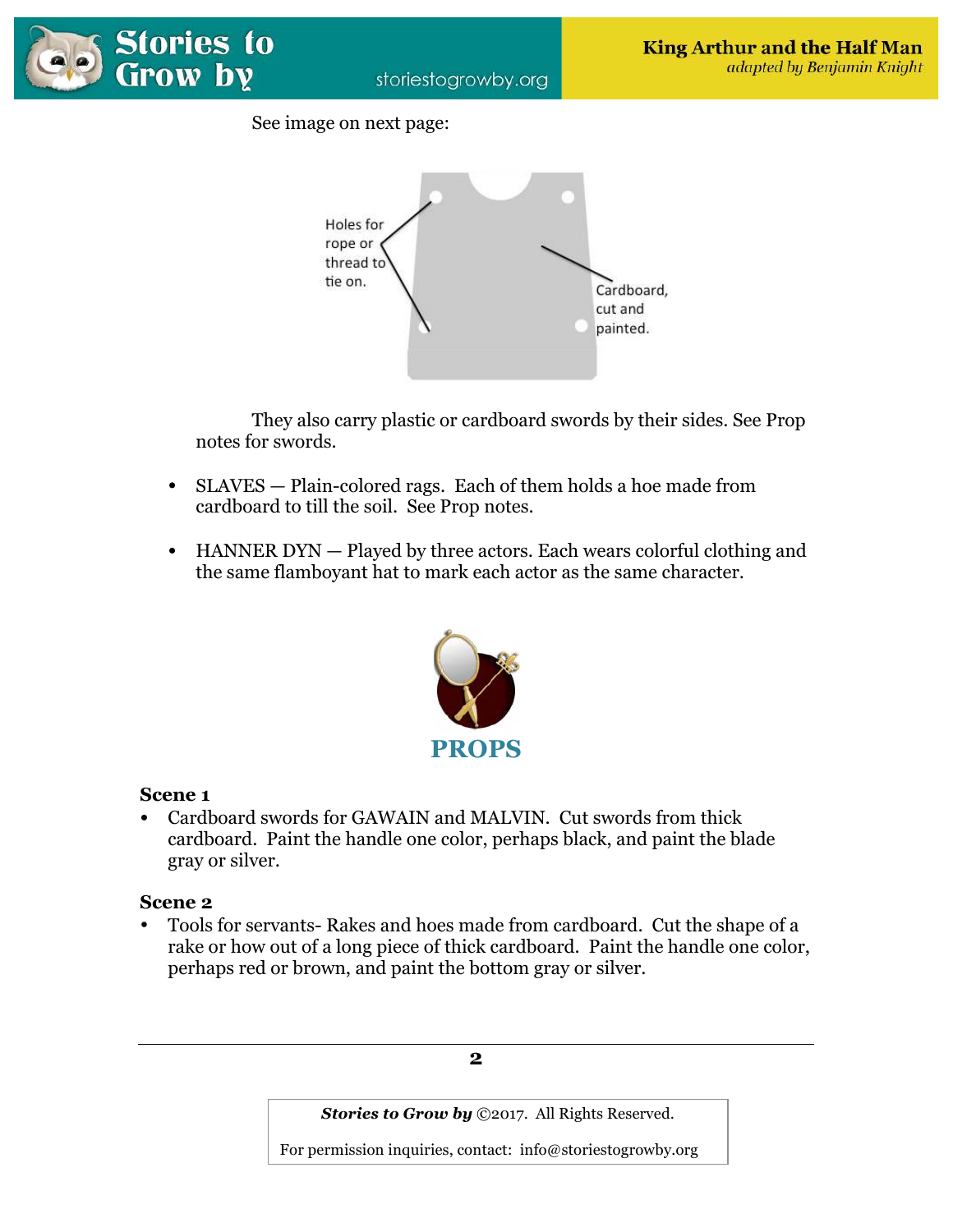See image on next page:

Holes for rope or thread to tie on.

Cardboard, cut and painted.

They also carry plastic or cardboard swords by their sides. See Prop notes for swords.

- SLAVES — Plain-colored rags. Each of them holds a hoe made from cardboard to till the soil. See Prop notes.
- HANNER DYN — Played by three actors. Each wears colorful clothing and the same flamboyant hat to mark each actor as the same character.

## PROPS

**Scene 1**

- Cardboard swords for GAWAIN and MALVIN. Cut swords from thick cardboard. Paint the handle one color, perhaps black, and paint the blade gray or silver.

**Scene 2**

- Tools for servants- Rakes and hoes made from cardboard. Cut the shape of a rake or how out of a long piece of thick cardboard. Paint the handle one color, perhaps red or brown, and paint the bottom gray or silver.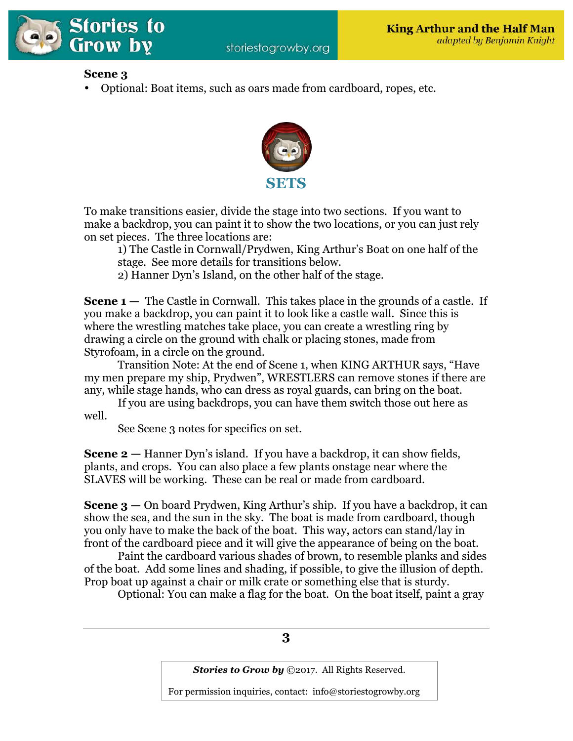**Scene 3**

- Optional: Boat items, such as oars made from cardboard, ropes, etc.

## SETS

To make transitions easier, divide the stage into two sections. If you want to make a backdrop, you can paint it to show the two locations, or you can just rely on set pieces. The three locations are:

1) The Castle in Cornwall/Prydwen, King Arthur's Boat on one half of the stage. See more details for transitions below.
2) Hanner Dyn's Island, on the other half of the stage.

**Scene 1 —** The Castle in Cornwall. This takes place in the grounds of a castle. If you make a backdrop, you can paint it to look like a castle wall. Since this is where the wrestling matches take place, you can create a wrestling ring by drawing a circle on the ground with chalk or placing stones, made from Styrofoam, in a circle on the ground.

Transition Note: At the end of Scene 1, when KING ARTHUR says, "Have my men prepare my ship, Prydwen", WRESTLERS can remove stones if there are any, while stage hands, who can dress as royal guards, can bring on the boat.

If you are using backdrops, you can have them switch those out here as well.

See Scene 3 notes for specifics on set.

**Scene 2 —** Hanner Dyn's island. If you have a backdrop, it can show fields, plants, and crops. You can also place a few plants onstage near where the SLAVES will be working. These can be real or made from cardboard.

**Scene 3 —** On board Prydwen, King Arthur's ship. If you have a backdrop, it can show the sea, and the sun in the sky. The boat is made from cardboard, though you only have to make the back of the boat. This way, actors can stand/lay in front of the cardboard piece and it will give the appearance of being on the boat.

Paint the cardboard various shades of brown, to resemble planks and sides of the boat. Add some lines and shading, if possible, to give the illusion of depth. Prop boat up against a chair or milk crate or something else that is sturdy.

Optional: You can make a flag for the boat. On the boat itself, paint a gray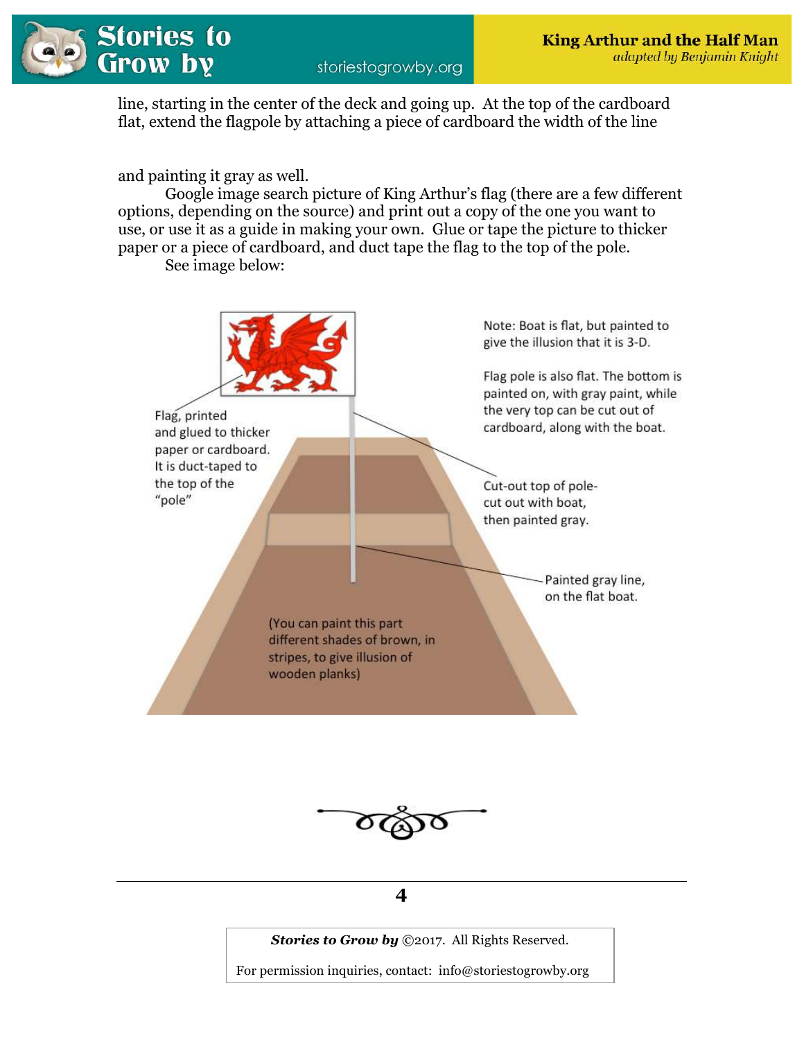line, starting in the center of the deck and going up. At the top of the cardboard flat, extend the flagpole by attaching a piece of cardboard the width of the line

and painting it gray as well.

Google image search picture of King Arthur's flag (there are a few different options, depending on the source) and print out a copy of the one you want to use, or use it as a guide in making your own. Glue or tape the picture to thicker paper or a piece of cardboard, and duct tape the flag to the top of the pole.

See image below:

Note: Boat is flat, but painted to give the illusion that it is 3-D.

Flag pole is also flat. The bottom is painted on, with gray paint, while the very top can be cut out of cardboard, along with the boat.

Flag, printed and glued to thicker paper or cardboard. It is duct-taped to the top of the "pole"

Cut-out top of pole- cut out with boat, then painted gray.

Painted gray line, on the flat boat.

(You can paint this part different shades of brown, in stripes, to give illusion of wooden planks)

***Stories to Grow by*** ©2017. All Rights Reserved.

For permission inquiries, contact: info@storiestogrowby.org